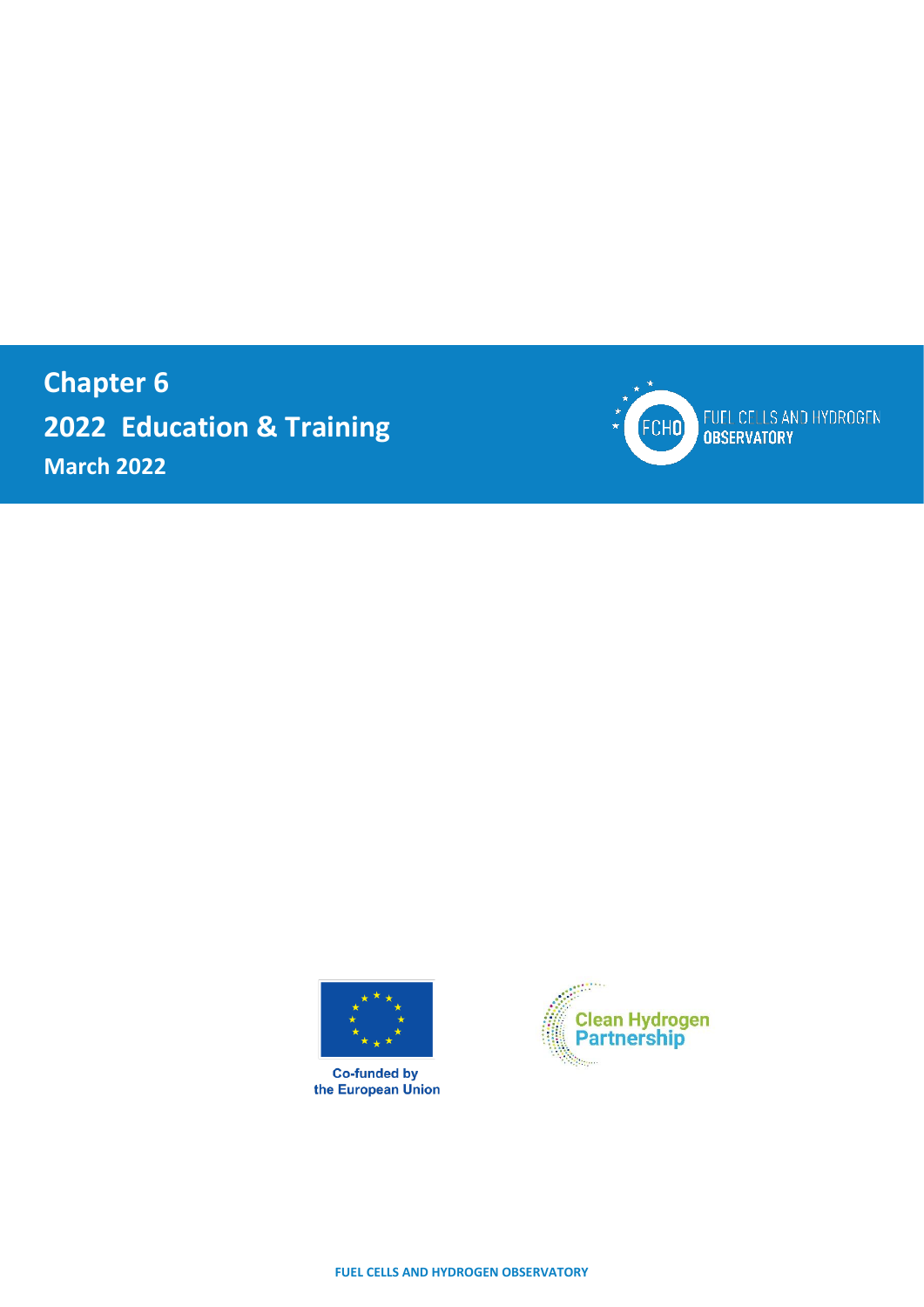# Chapter 6

# 2022 Education & Training

**March 2022**

FUEL CELLS AND HYDROGEN OBSERVATORY

Co-funded by the European Union

Clean Hydrogen Partnership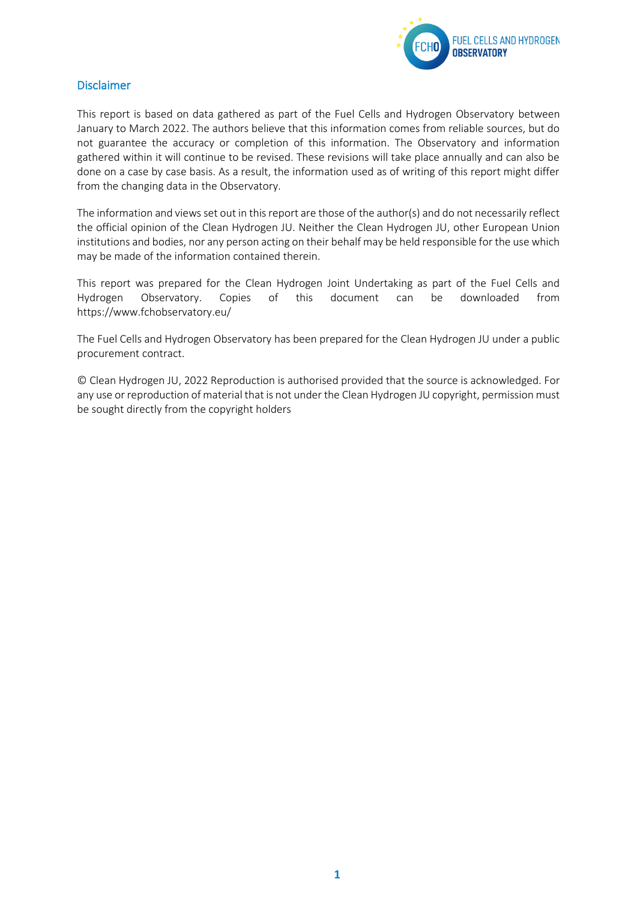## Disclaimer

This report is based on data gathered as part of the Fuel Cells and Hydrogen Observatory between January to March 2022. The authors believe that this information comes from reliable sources, but do not guarantee the accuracy or completion of this information. The Observatory and information gathered within it will continue to be revised. These revisions will take place annually and can also be done on a case by case basis. As a result, the information used as of writing of this report might differ from the changing data in the Observatory.

The information and views set out in this report are those of the author(s) and do not necessarily reflect the official opinion of the Clean Hydrogen JU. Neither the Clean Hydrogen JU, other European Union institutions and bodies, nor any person acting on their behalf may be held responsible for the use which may be made of the information contained therein.

This report was prepared for the Clean Hydrogen Joint Undertaking as part of the Fuel Cells and Hydrogen Observatory. Copies of this document can be downloaded from https://www.fchobservatory.eu/

The Fuel Cells and Hydrogen Observatory has been prepared for the Clean Hydrogen JU under a public procurement contract.

© Clean Hydrogen JU, 2022 Reproduction is authorised provided that the source is acknowledged. For any use or reproduction of material that is not under the Clean Hydrogen JU copyright, permission must be sought directly from the copyright holders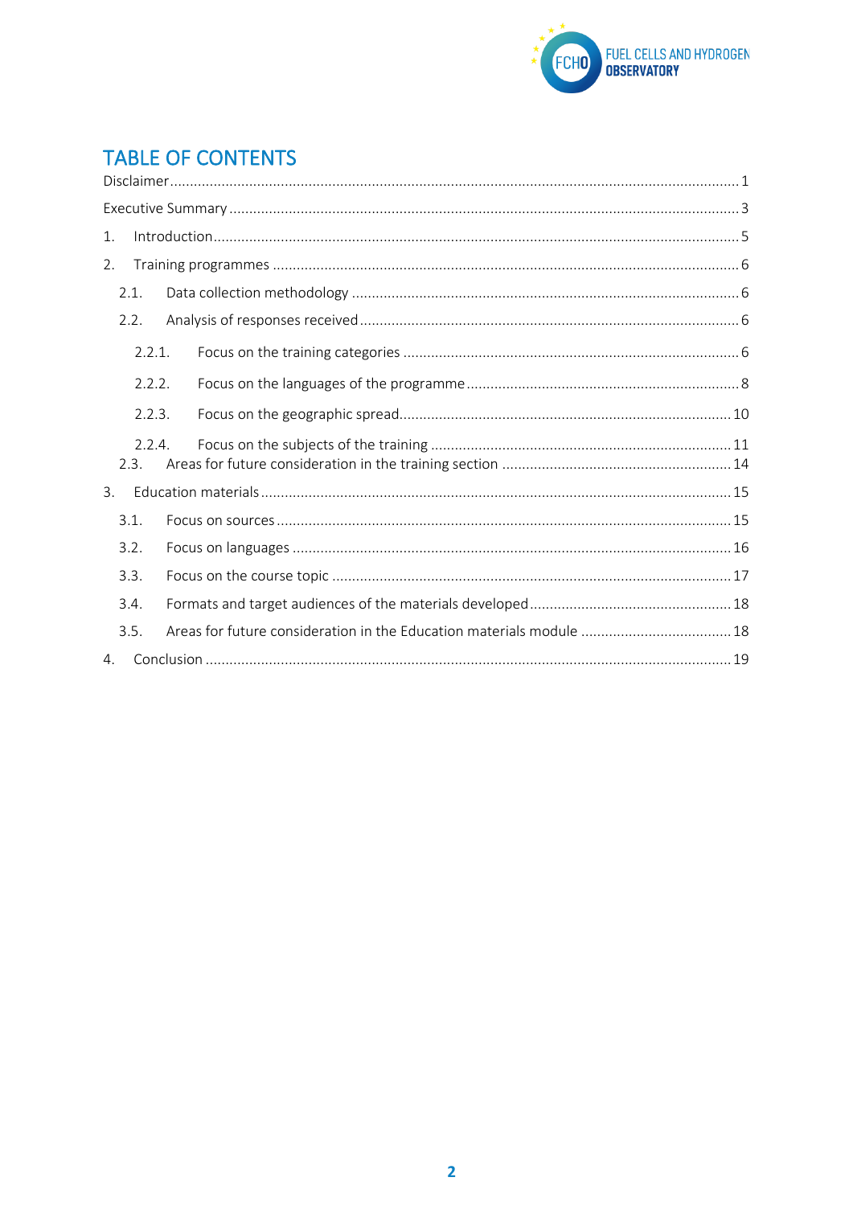## TABLE OF CONTENTS

Disclaimer ........................................................................................................................ 1

Executive Summary ........................................................................................................... 3

1. Introduction ................................................................................................................. 5

2. Training programmes .................................................................................................. 6

   2.1. Data collection methodology .................................................................................. 6

   2.2. Analysis of responses received ............................................................................... 6

      2.2.1. Focus on the training categories ....................................................................... 6

      2.2.2. Focus on the languages of the programme ........................................................ 8

      2.2.3. Focus on the geographic spread ...................................................................... 10

      2.2.4. Focus on the subjects of the training ............................................................... 11

   2.3. Areas for future consideration in the training section ............................................ 14

3. Education materials .................................................................................................... 15

   3.1. Focus on sources ................................................................................................... 15

   3.2. Focus on languages ............................................................................................... 16

   3.3. Focus on the course topic ...................................................................................... 17

   3.4. Formats and target audiences of the materials developed ...................................... 18

   3.5. Areas for future consideration in the Education materials module ......................... 18

4. Conclusion ................................................................................................................... 19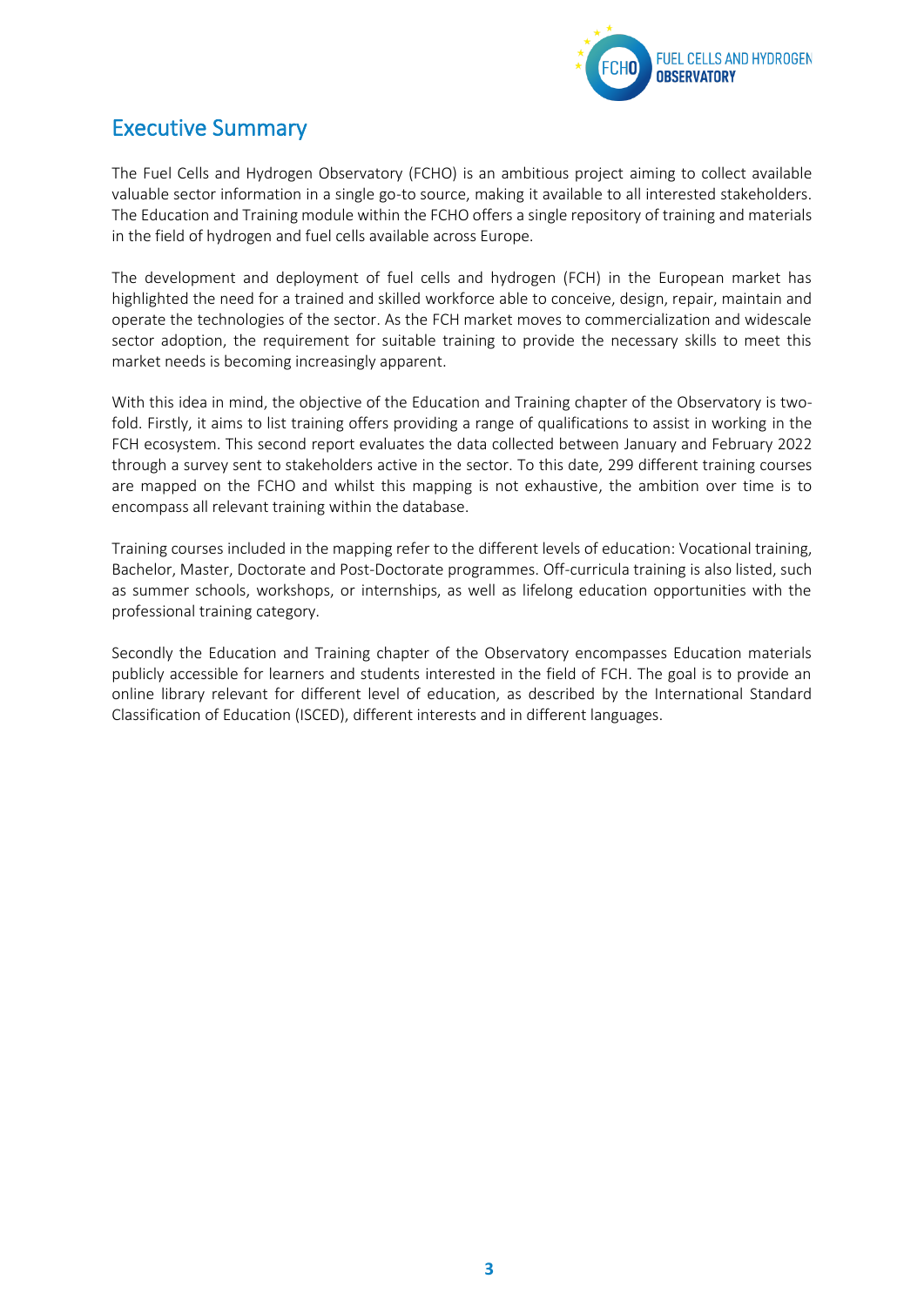## Executive Summary

The Fuel Cells and Hydrogen Observatory (FCHO) is an ambitious project aiming to collect available valuable sector information in a single go-to source, making it available to all interested stakeholders. The Education and Training module within the FCHO offers a single repository of training and materials in the field of hydrogen and fuel cells available across Europe.

The development and deployment of fuel cells and hydrogen (FCH) in the European market has highlighted the need for a trained and skilled workforce able to conceive, design, repair, maintain and operate the technologies of the sector. As the FCH market moves to commercialization and widescale sector adoption, the requirement for suitable training to provide the necessary skills to meet this market needs is becoming increasingly apparent.

With this idea in mind, the objective of the Education and Training chapter of the Observatory is two-fold. Firstly, it aims to list training offers providing a range of qualifications to assist in working in the FCH ecosystem. This second report evaluates the data collected between January and February 2022 through a survey sent to stakeholders active in the sector. To this date, 299 different training courses are mapped on the FCHO and whilst this mapping is not exhaustive, the ambition over time is to encompass all relevant training within the database.

Training courses included in the mapping refer to the different levels of education: Vocational training, Bachelor, Master, Doctorate and Post-Doctorate programmes. Off-curricula training is also listed, such as summer schools, workshops, or internships, as well as lifelong education opportunities with the professional training category.

Secondly the Education and Training chapter of the Observatory encompasses Education materials publicly accessible for learners and students interested in the field of FCH. The goal is to provide an online library relevant for different level of education, as described by the International Standard Classification of Education (ISCED), different interests and in different languages.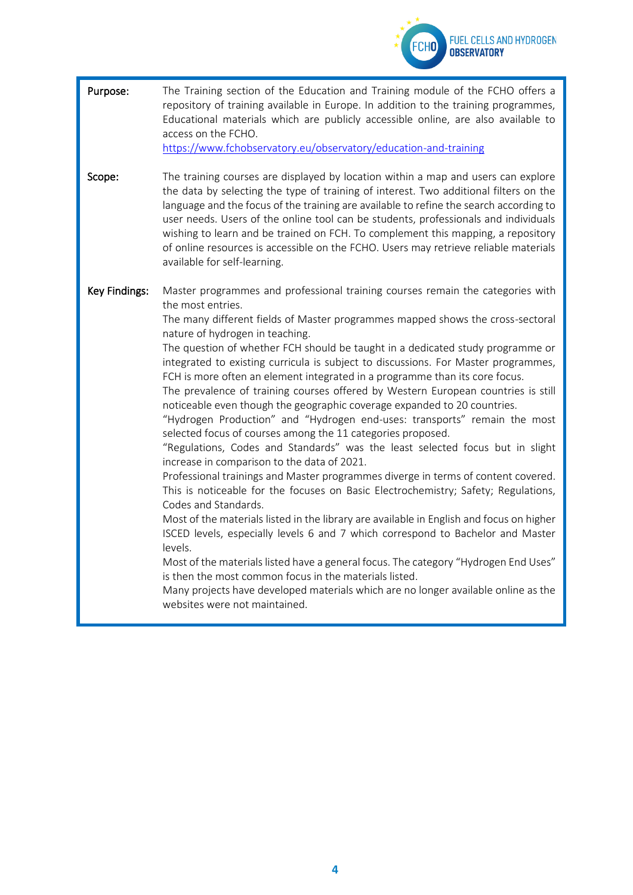**Purpose:** The Training section of the Education and Training module of the FCHO offers a repository of training available in Europe. In addition to the training programmes, Educational materials which are publicly accessible online, are also available to access on the FCHO.
https://www.fchobservatory.eu/observatory/education-and-training

**Scope:** The training courses are displayed by location within a map and users can explore the data by selecting the type of training of interest. Two additional filters on the language and the focus of the training are available to refine the search according to user needs. Users of the online tool can be students, professionals and individuals wishing to learn and be trained on FCH. To complement this mapping, a repository of online resources is accessible on the FCHO. Users may retrieve reliable materials available for self-learning.

**Key Findings:** Master programmes and professional training courses remain the categories with the most entries.
The many different fields of Master programmes mapped shows the cross-sectoral nature of hydrogen in teaching.
The question of whether FCH should be taught in a dedicated study programme or integrated to existing curricula is subject to discussions. For Master programmes, FCH is more often an element integrated in a programme than its core focus.
The prevalence of training courses offered by Western European countries is still noticeable even though the geographic coverage expanded to 20 countries.
"Hydrogen Production" and "Hydrogen end-uses: transports" remain the most selected focus of courses among the 11 categories proposed.
"Regulations, Codes and Standards" was the least selected focus but in slight increase in comparison to the data of 2021.
Professional trainings and Master programmes diverge in terms of content covered. This is noticeable for the focuses on Basic Electrochemistry; Safety; Regulations, Codes and Standards.
Most of the materials listed in the library are available in English and focus on higher ISCED levels, especially levels 6 and 7 which correspond to Bachelor and Master levels.
Most of the materials listed have a general focus. The category "Hydrogen End Uses" is then the most common focus in the materials listed.
Many projects have developed materials which are no longer available online as the websites were not maintained.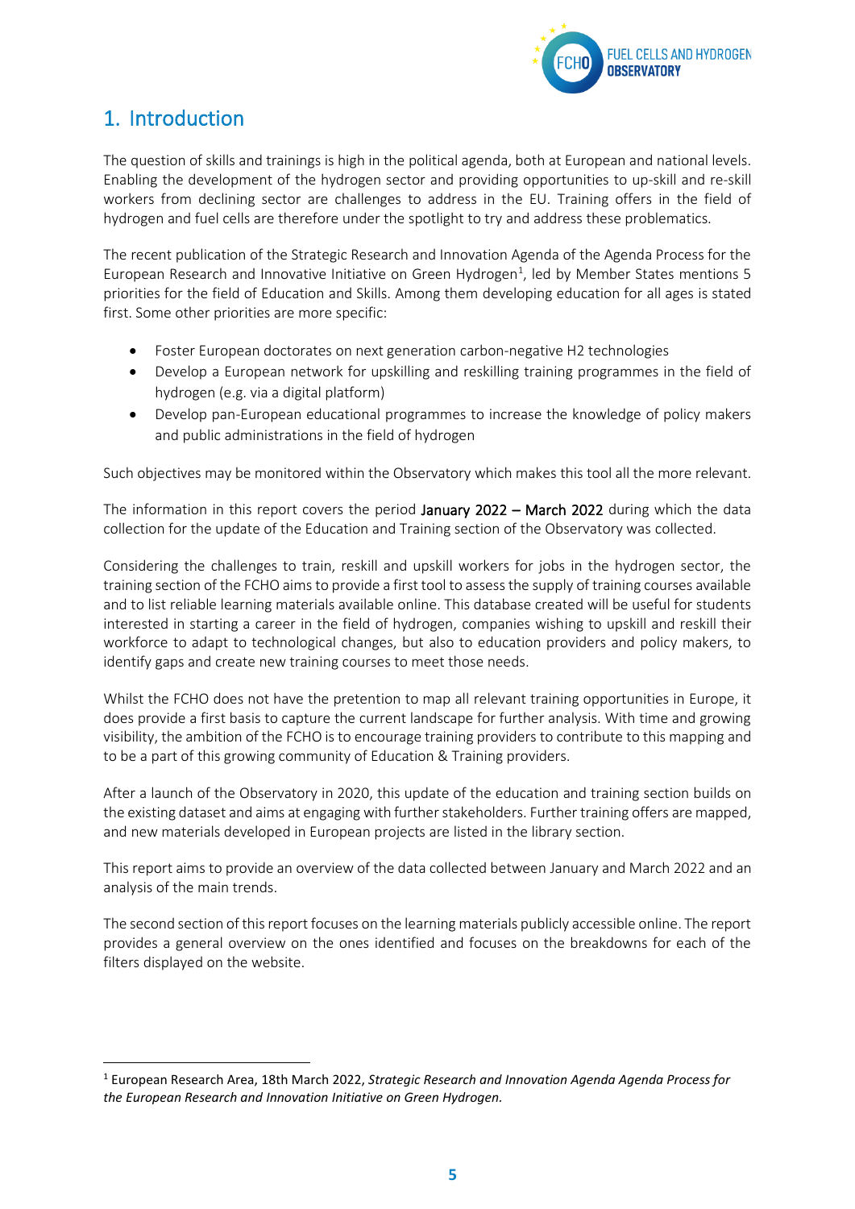# 1. Introduction

The question of skills and trainings is high in the political agenda, both at European and national levels. Enabling the development of the hydrogen sector and providing opportunities to up-skill and re-skill workers from declining sector are challenges to address in the EU. Training offers in the field of hydrogen and fuel cells are therefore under the spotlight to try and address these problematics.

The recent publication of the Strategic Research and Innovation Agenda of the Agenda Process for the European Research and Innovative Initiative on Green Hydrogen[1], led by Member States mentions 5 priorities for the field of Education and Skills. Among them developing education for all ages is stated first. Some other priorities are more specific:

- Foster European doctorates on next generation carbon-negative H2 technologies
- Develop a European network for upskilling and reskilling training programmes in the field of hydrogen (e.g. via a digital platform)
- Develop pan-European educational programmes to increase the knowledge of policy makers and public administrations in the field of hydrogen

Such objectives may be monitored within the Observatory which makes this tool all the more relevant.

The information in this report covers the period January 2022 – March 2022 during which the data collection for the update of the Education and Training section of the Observatory was collected.

Considering the challenges to train, reskill and upskill workers for jobs in the hydrogen sector, the training section of the FCHO aims to provide a first tool to assess the supply of training courses available and to list reliable learning materials available online. This database created will be useful for students interested in starting a career in the field of hydrogen, companies wishing to upskill and reskill their workforce to adapt to technological changes, but also to education providers and policy makers, to identify gaps and create new training courses to meet those needs.

Whilst the FCHO does not have the pretention to map all relevant training opportunities in Europe, it does provide a first basis to capture the current landscape for further analysis. With time and growing visibility, the ambition of the FCHO is to encourage training providers to contribute to this mapping and to be a part of this growing community of Education & Training providers.

After a launch of the Observatory in 2020, this update of the education and training section builds on the existing dataset and aims at engaging with further stakeholders. Further training offers are mapped, and new materials developed in European projects are listed in the library section.

This report aims to provide an overview of the data collected between January and March 2022 and an analysis of the main trends.

The second section of this report focuses on the learning materials publicly accessible online. The report provides a general overview on the ones identified and focuses on the breakdowns for each of the filters displayed on the website.

---

[1] European Research Area, 18th March 2022, *Strategic Research and Innovation Agenda Agenda Process for the European Research and Innovation Initiative on Green Hydrogen.*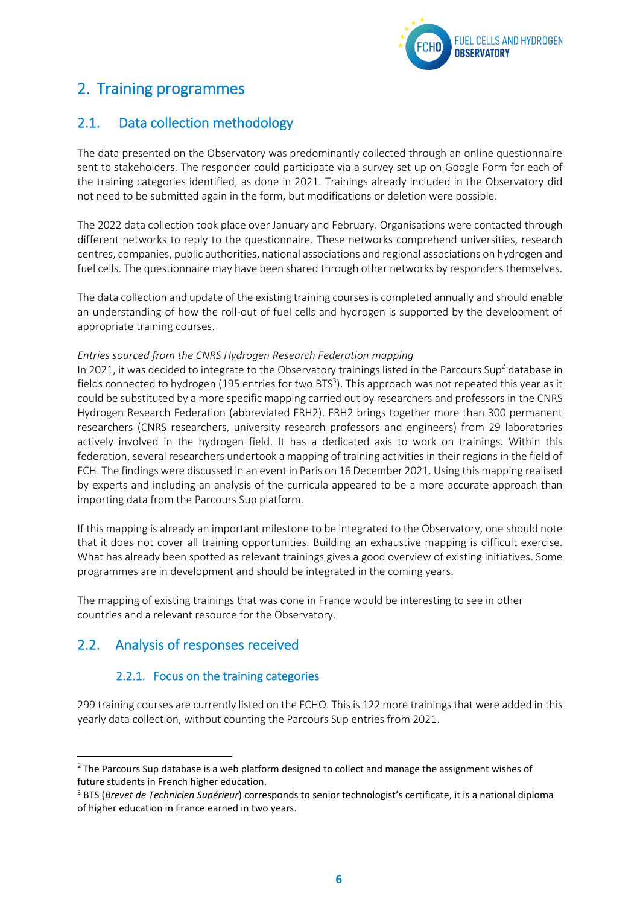# 2. Training programmes

## 2.1. Data collection methodology

The data presented on the Observatory was predominantly collected through an online questionnaire sent to stakeholders. The responder could participate via a survey set up on Google Form for each of the training categories identified, as done in 2021. Trainings already included in the Observatory did not need to be submitted again in the form, but modifications or deletion were possible.

The 2022 data collection took place over January and February. Organisations were contacted through different networks to reply to the questionnaire. These networks comprehend universities, research centres, companies, public authorities, national associations and regional associations on hydrogen and fuel cells. The questionnaire may have been shared through other networks by responders themselves.

The data collection and update of the existing training courses is completed annually and should enable an understanding of how the roll-out of fuel cells and hydrogen is supported by the development of appropriate training courses.

*Entries sourced from the CNRS Hydrogen Research Federation mapping*

In 2021, it was decided to integrate to the Observatory trainings listed in the Parcours Sup[2] database in fields connected to hydrogen (195 entries for two BTS[3]). This approach was not repeated this year as it could be substituted by a more specific mapping carried out by researchers and professors in the CNRS Hydrogen Research Federation (abbreviated FRH2). FRH2 brings together more than 300 permanent researchers (CNRS researchers, university research professors and engineers) from 29 laboratories actively involved in the hydrogen field. It has a dedicated axis to work on trainings. Within this federation, several researchers undertook a mapping of training activities in their regions in the field of FCH. The findings were discussed in an event in Paris on 16 December 2021. Using this mapping realised by experts and including an analysis of the curricula appeared to be a more accurate approach than importing data from the Parcours Sup platform.

If this mapping is already an important milestone to be integrated to the Observatory, one should note that it does not cover all training opportunities. Building an exhaustive mapping is difficult exercise. What has already been spotted as relevant trainings gives a good overview of existing initiatives. Some programmes are in development and should be integrated in the coming years.

The mapping of existing trainings that was done in France would be interesting to see in other countries and a relevant resource for the Observatory.

## 2.2. Analysis of responses received

### 2.2.1. Focus on the training categories

299 training courses are currently listed on the FCHO. This is 122 more trainings that were added in this yearly data collection, without counting the Parcours Sup entries from 2021.

---

[2] The Parcours Sup database is a web platform designed to collect and manage the assignment wishes of future students in French higher education.

[3] BTS (*Brevet de Technicien Supérieur*) corresponds to senior technologist's certificate, it is a national diploma of higher education in France earned in two years.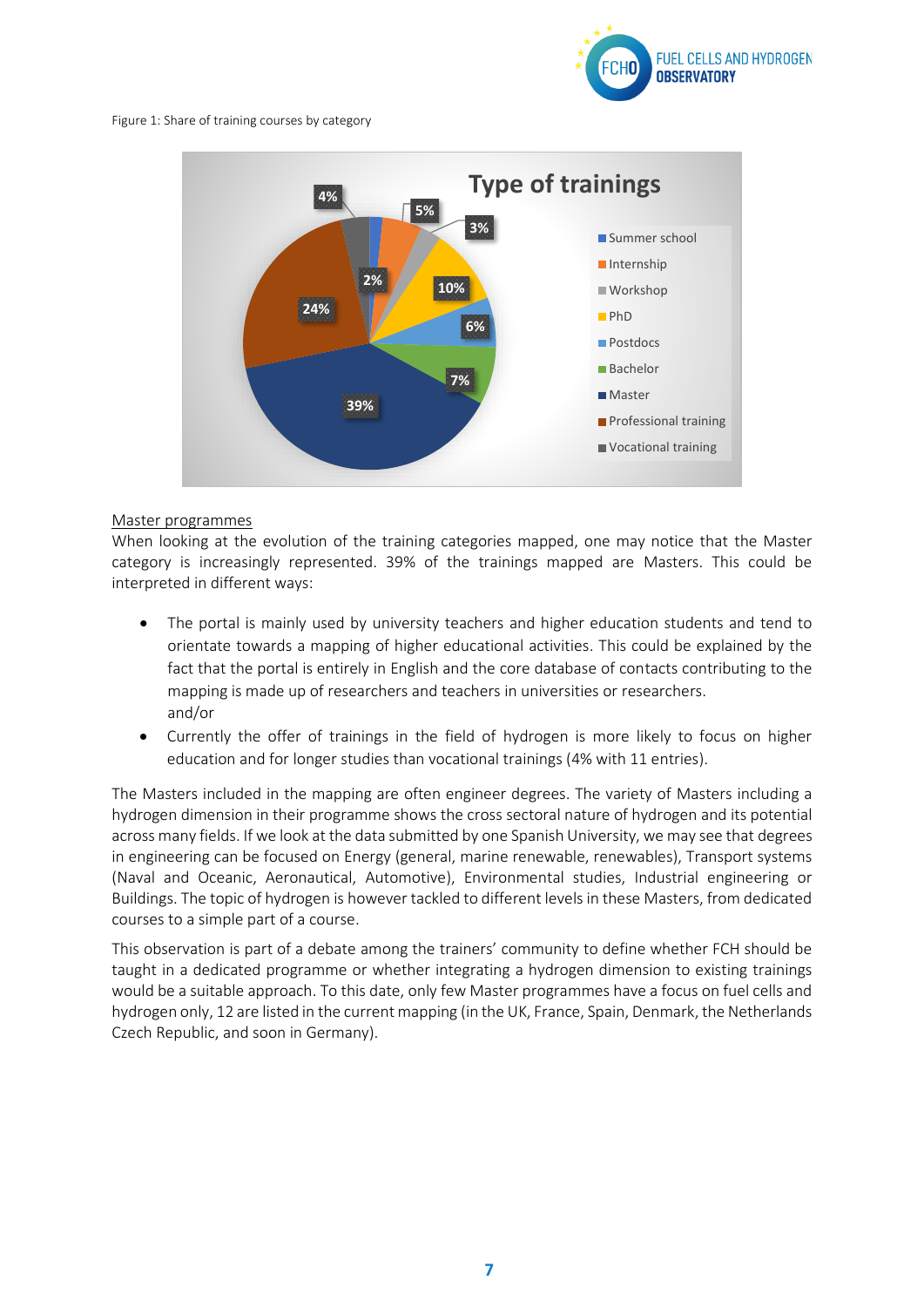Figure 1: Share of training courses by category

Master programmes

When looking at the evolution of the training categories mapped, one may notice that the Master category is increasingly represented. 39% of the trainings mapped are Masters. This could be interpreted in different ways:

- The portal is mainly used by university teachers and higher education students and tend to orientate towards a mapping of higher educational activities. This could be explained by the fact that the portal is entirely in English and the core database of contacts contributing to the mapping is made up of researchers and teachers in universities or researchers.
  and/or
- Currently the offer of trainings in the field of hydrogen is more likely to focus on higher education and for longer studies than vocational trainings (4% with 11 entries).

The Masters included in the mapping are often engineer degrees. The variety of Masters including a hydrogen dimension in their programme shows the cross sectoral nature of hydrogen and its potential across many fields. If we look at the data submitted by one Spanish University, we may see that degrees in engineering can be focused on Energy (general, marine renewable, renewables), Transport systems (Naval and Oceanic, Aeronautical, Automotive), Environmental studies, Industrial engineering or Buildings. The topic of hydrogen is however tackled to different levels in these Masters, from dedicated courses to a simple part of a course.

This observation is part of a debate among the trainers' community to define whether FCH should be taught in a dedicated programme or whether integrating a hydrogen dimension to existing trainings would be a suitable approach. To this date, only few Master programmes have a focus on fuel cells and hydrogen only, 12 are listed in the current mapping (in the UK, France, Spain, Denmark, the Netherlands Czech Republic, and soon in Germany).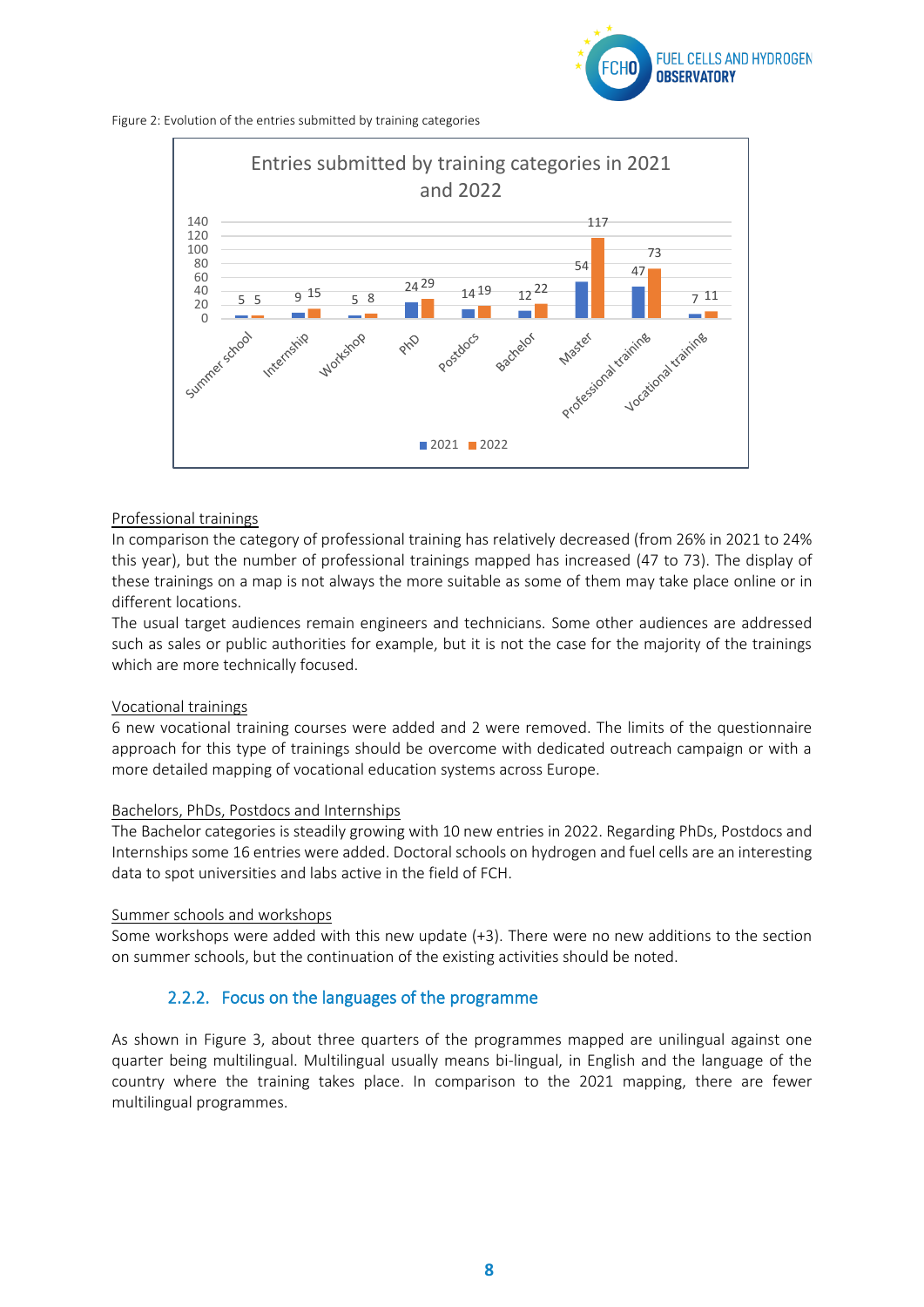Figure 2: Evolution of the entries submitted by training categories

**Entries submitted by training categories in 2021 and 2022**

| Category | 2021 | 2022 |
|---|---|---|
| Summer school | 5 | 5 |
| Internship | 9 | 15 |
| Workshop | 5 | 8 |
| PhD | 24 | 29 |
| Postdocs | 14 | 19 |
| Bachelor | 12 | 22 |
| Master | 54 | 117 |
| Professional training | 47 | 73 |
| Vocational training | 7 | 11 |

<u>Professional trainings</u>

In comparison the category of professional training has relatively decreased (from 26% in 2021 to 24% this year), but the number of professional trainings mapped has increased (47 to 73). The display of these trainings on a map is not always the more suitable as some of them may take place online or in different locations.

The usual target audiences remain engineers and technicians. Some other audiences are addressed such as sales or public authorities for example, but it is not the case for the majority of the trainings which are more technically focused.

<u>Vocational trainings</u>

6 new vocational training courses were added and 2 were removed. The limits of the questionnaire approach for this type of trainings should be overcome with dedicated outreach campaign or with a more detailed mapping of vocational education systems across Europe.

<u>Bachelors, PhDs, Postdocs and Internships</u>

The Bachelor categories is steadily growing with 10 new entries in 2022. Regarding PhDs, Postdocs and Internships some 16 entries were added. Doctoral schools on hydrogen and fuel cells are an interesting data to spot universities and labs active in the field of FCH.

<u>Summer schools and workshops</u>

Some workshops were added with this new update (+3). There were no new additions to the section on summer schools, but the continuation of the existing activities should be noted.

### 2.2.2. Focus on the languages of the programme

As shown in Figure 3, about three quarters of the programmes mapped are unilingual against one quarter being multilingual. Multilingual usually means bi-lingual, in English and the language of the country where the training takes place. In comparison to the 2021 mapping, there are fewer multilingual programmes.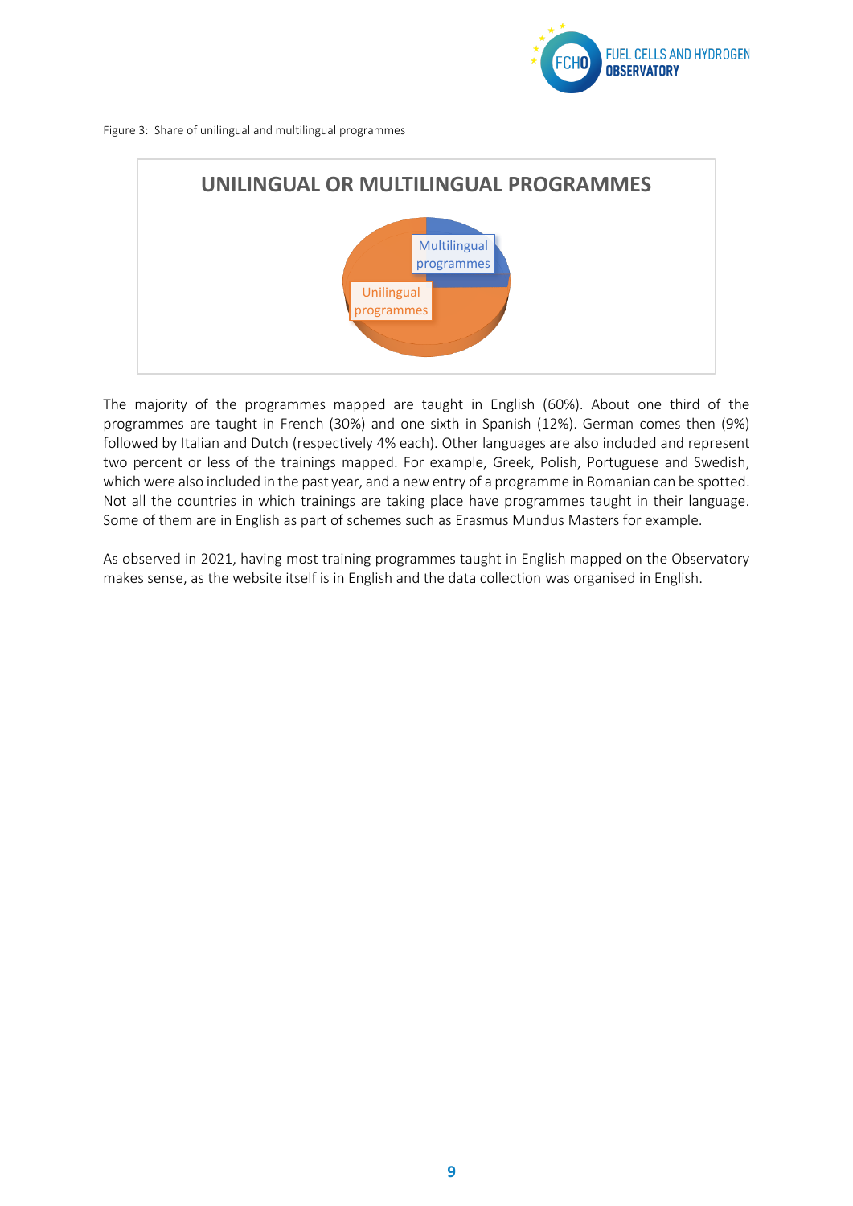Figure 3: Share of unilingual and multilingual programmes

The majority of the programmes mapped are taught in English (60%). About one third of the programmes are taught in French (30%) and one sixth in Spanish (12%). German comes then (9%) followed by Italian and Dutch (respectively 4% each). Other languages are also included and represent two percent or less of the trainings mapped. For example, Greek, Polish, Portuguese and Swedish, which were also included in the past year, and a new entry of a programme in Romanian can be spotted. Not all the countries in which trainings are taking place have programmes taught in their language. Some of them are in English as part of schemes such as Erasmus Mundus Masters for example.

As observed in 2021, having most training programmes taught in English mapped on the Observatory makes sense, as the website itself is in English and the data collection was organised in English.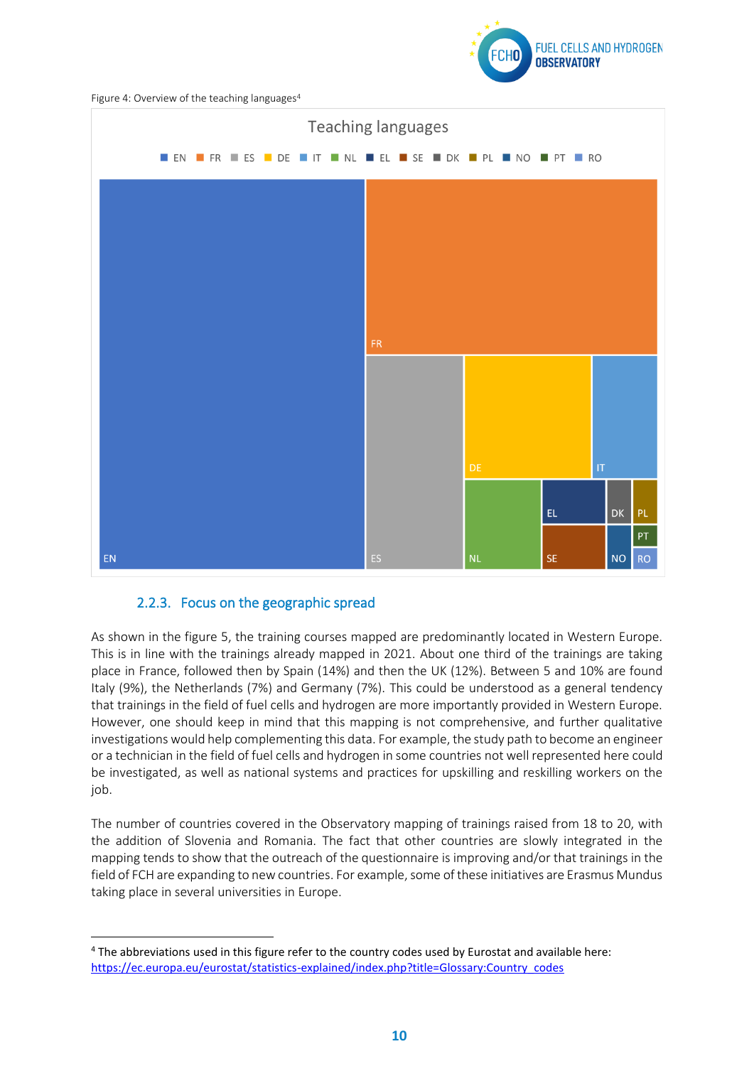Figure 4: Overview of the teaching languages[4]

## 2.2.3. Focus on the geographic spread

As shown in the figure 5, the training courses mapped are predominantly located in Western Europe. This is in line with the trainings already mapped in 2021. About one third of the trainings are taking place in France, followed then by Spain (14%) and then the UK (12%). Between 5 and 10% are found Italy (9%), the Netherlands (7%) and Germany (7%). This could be understood as a general tendency that trainings in the field of fuel cells and hydrogen are more importantly provided in Western Europe. However, one should keep in mind that this mapping is not comprehensive, and further qualitative investigations would help complementing this data. For example, the study path to become an engineer or a technician in the field of fuel cells and hydrogen in some countries not well represented here could be investigated, as well as national systems and practices for upskilling and reskilling workers on the job.

The number of countries covered in the Observatory mapping of trainings raised from 18 to 20, with the addition of Slovenia and Romania. The fact that other countries are slowly integrated in the mapping tends to show that the outreach of the questionnaire is improving and/or that trainings in the field of FCH are expanding to new countries. For example, some of these initiatives are Erasmus Mundus taking place in several universities in Europe.

[4] The abbreviations used in this figure refer to the country codes used by Eurostat and available here: https://ec.europa.eu/eurostat/statistics-explained/index.php?title=Glossary:Country_codes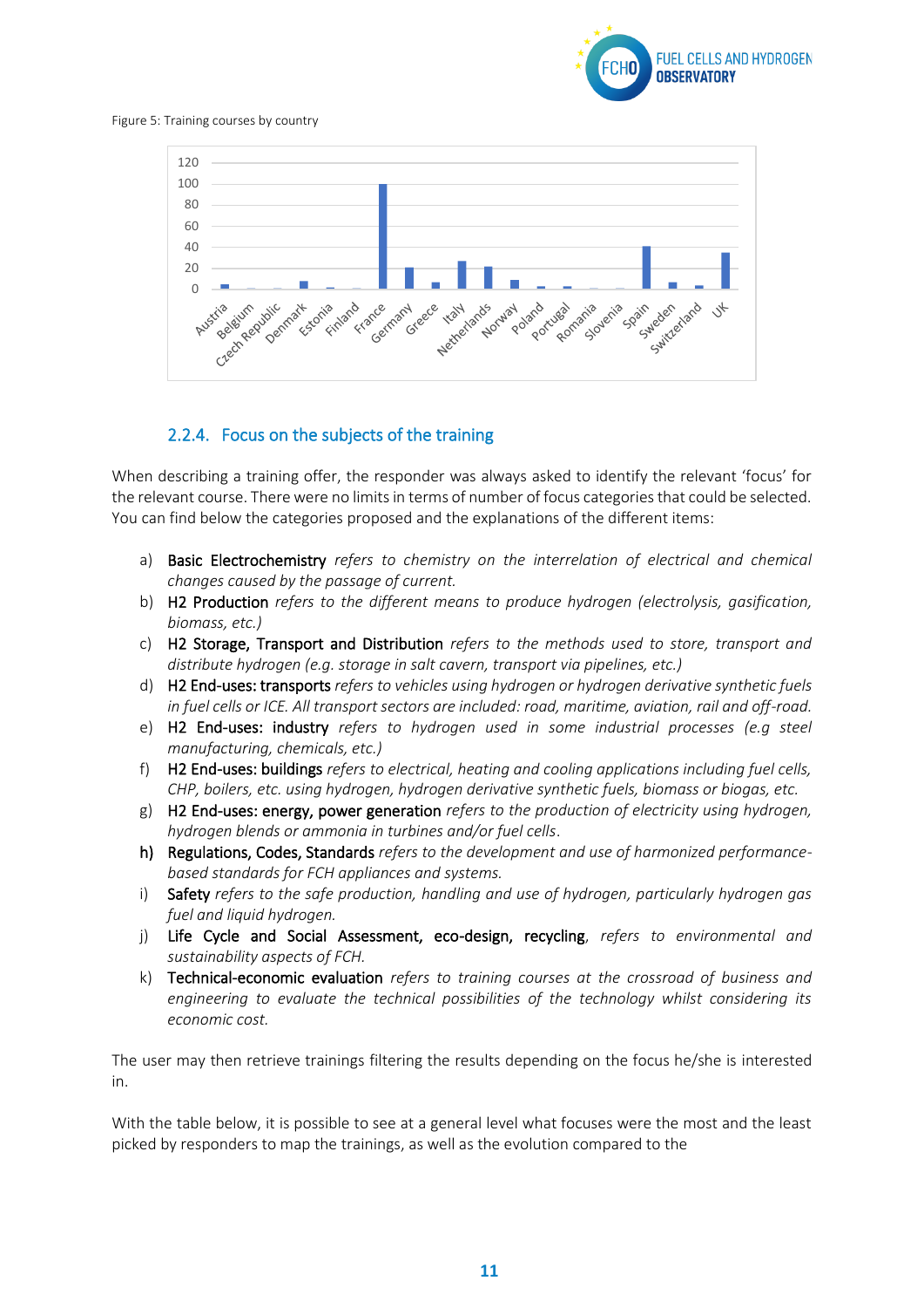Figure 5: Training courses by country

### 2.2.4. Focus on the subjects of the training

When describing a training offer, the responder was always asked to identify the relevant 'focus' for the relevant course. There were no limits in terms of number of focus categories that could be selected. You can find below the categories proposed and the explanations of the different items:

a) Basic Electrochemistry *refers to chemistry on the interrelation of electrical and chemical changes caused by the passage of current.*
b) H2 Production *refers to the different means to produce hydrogen (electrolysis, gasification, biomass, etc.)*
c) H2 Storage, Transport and Distribution *refers to the methods used to store, transport and distribute hydrogen (e.g. storage in salt cavern, transport via pipelines, etc.)*
d) H2 End-uses: transports *refers to vehicles using hydrogen or hydrogen derivative synthetic fuels in fuel cells or ICE. All transport sectors are included: road, maritime, aviation, rail and off-road.*
e) H2 End-uses: industry *refers to hydrogen used in some industrial processes (e.g steel manufacturing, chemicals, etc.)*
f) H2 End-uses: buildings *refers to electrical, heating and cooling applications including fuel cells, CHP, boilers, etc. using hydrogen, hydrogen derivative synthetic fuels, biomass or biogas, etc.*
g) H2 End-uses: energy, power generation *refers to the production of electricity using hydrogen, hydrogen blends or ammonia in turbines and/or fuel cells*.
**h)** Regulations, Codes, Standards *refers to the development and use of harmonized performance-based standards for FCH appliances and systems.*
i) Safety *refers to the safe production, handling and use of hydrogen, particularly hydrogen gas fuel and liquid hydrogen.*
j) Life Cycle and Social Assessment, eco-design, recycling, *refers to environmental and sustainability aspects of FCH.*
k) Technical-economic evaluation *refers to training courses at the crossroad of business and engineering to evaluate the technical possibilities of the technology whilst considering its economic cost.*

The user may then retrieve trainings filtering the results depending on the focus he/she is interested in.

With the table below, it is possible to see at a general level what focuses were the most and the least picked by responders to map the trainings, as well as the evolution compared to the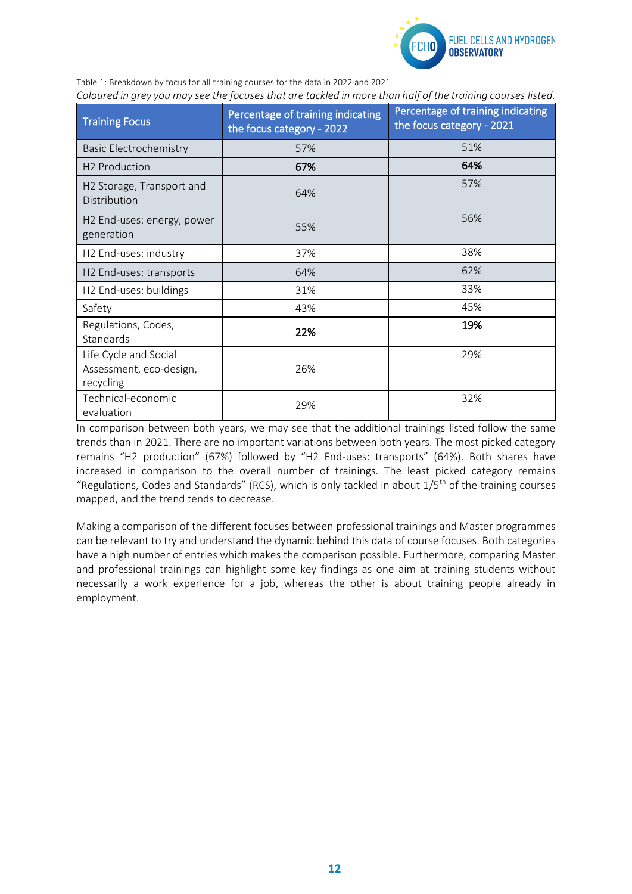Table 1: Breakdown by focus for all training courses for the data in 2022 and 2021

*Coloured in grey you may see the focuses that are tackled in more than half of the training courses listed.*

| Training Focus | Percentage of training indicating the focus category - 2022 | Percentage of training indicating the focus category - 2021 |
|---|---|---|
| Basic Electrochemistry | 57% | 51% |
| H2 Production | **67%** | **64%** |
| H2 Storage, Transport and Distribution | 64% | 57% |
| H2 End-uses: energy, power generation | 55% | 56% |
| H2 End-uses: industry | 37% | 38% |
| H2 End-uses: transports | 64% | 62% |
| H2 End-uses: buildings | 31% | 33% |
| Safety | 43% | 45% |
| Regulations, Codes, Standards | **22%** | **19%** |
| Life Cycle and Social Assessment, eco-design, recycling | 26% | 29% |
| Technical-economic evaluation | 29% | 32% |

In comparison between both years, we may see that the additional trainings listed follow the same trends than in 2021. There are no important variations between both years. The most picked category remains "H2 production" (67%) followed by "H2 End-uses: transports" (64%). Both shares have increased in comparison to the overall number of trainings. The least picked category remains "Regulations, Codes and Standards" (RCS), which is only tackled in about 1/5$^{th}$ of the training courses mapped, and the trend tends to decrease.

Making a comparison of the different focuses between professional trainings and Master programmes can be relevant to try and understand the dynamic behind this data of course focuses. Both categories have a high number of entries which makes the comparison possible. Furthermore, comparing Master and professional trainings can highlight some key findings as one aim at training students without necessarily a work experience for a job, whereas the other is about training people already in employment.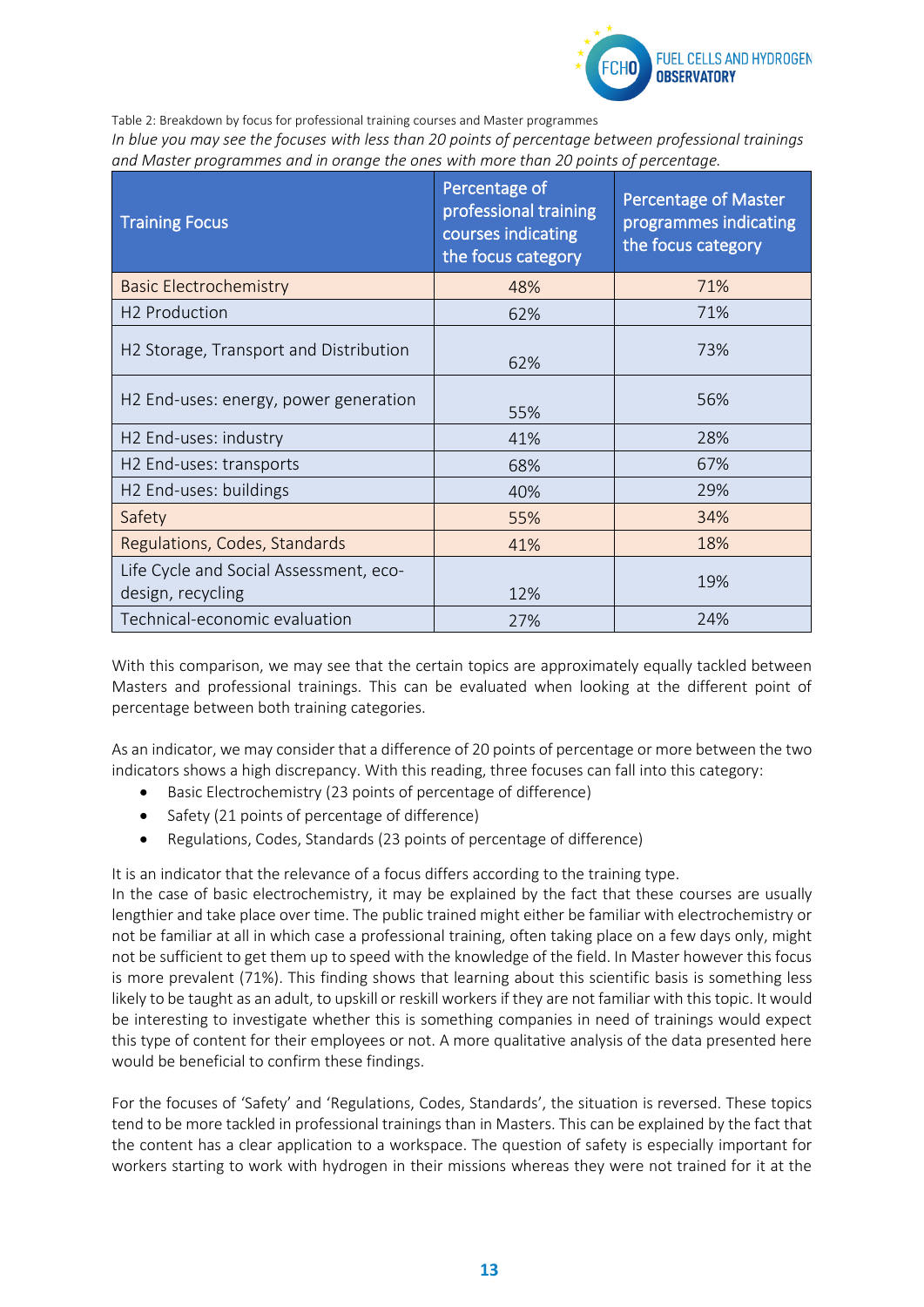Table 2: Breakdown by focus for professional training courses and Master programmes

*In blue you may see the focuses with less than 20 points of percentage between professional trainings and Master programmes and in orange the ones with more than 20 points of percentage.*

| Training Focus | Percentage of professional training courses indicating the focus category | Percentage of Master programmes indicating the focus category |
|---|---|---|
| Basic Electrochemistry | 48% | 71% |
| H2 Production | 62% | 71% |
| H2 Storage, Transport and Distribution | 62% | 73% |
| H2 End-uses: energy, power generation | 55% | 56% |
| H2 End-uses: industry | 41% | 28% |
| H2 End-uses: transports | 68% | 67% |
| H2 End-uses: buildings | 40% | 29% |
| Safety | 55% | 34% |
| Regulations, Codes, Standards | 41% | 18% |
| Life Cycle and Social Assessment, eco-design, recycling | 12% | 19% |
| Technical-economic evaluation | 27% | 24% |

With this comparison, we may see that the certain topics are approximately equally tackled between Masters and professional trainings. This can be evaluated when looking at the different point of percentage between both training categories.

As an indicator, we may consider that a difference of 20 points of percentage or more between the two indicators shows a high discrepancy. With this reading, three focuses can fall into this category:

- Basic Electrochemistry (23 points of percentage of difference)
- Safety (21 points of percentage of difference)
- Regulations, Codes, Standards (23 points of percentage of difference)

It is an indicator that the relevance of a focus differs according to the training type.
In the case of basic electrochemistry, it may be explained by the fact that these courses are usually lengthier and take place over time. The public trained might either be familiar with electrochemistry or not be familiar at all in which case a professional training, often taking place on a few days only, might not be sufficient to get them up to speed with the knowledge of the field. In Master however this focus is more prevalent (71%). This finding shows that learning about this scientific basis is something less likely to be taught as an adult, to upskill or reskill workers if they are not familiar with this topic. It would be interesting to investigate whether this is something companies in need of trainings would expect this type of content for their employees or not. A more qualitative analysis of the data presented here would be beneficial to confirm these findings.

For the focuses of 'Safety' and 'Regulations, Codes, Standards', the situation is reversed. These topics tend to be more tackled in professional trainings than in Masters. This can be explained by the fact that the content has a clear application to a workspace. The question of safety is especially important for workers starting to work with hydrogen in their missions whereas they were not trained for it at the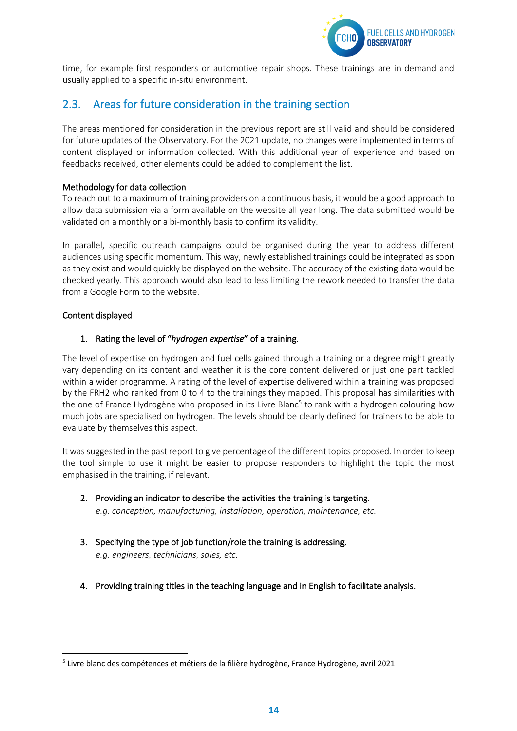time, for example first responders or automotive repair shops. These trainings are in demand and usually applied to a specific in-situ environment.

## 2.3. Areas for future consideration in the training section

The areas mentioned for consideration in the previous report are still valid and should be considered for future updates of the Observatory. For the 2021 update, no changes were implemented in terms of content displayed or information collected. With this additional year of experience and based on feedbacks received, other elements could be added to complement the list.

<u>Methodology for data collection</u>

To reach out to a maximum of training providers on a continuous basis, it would be a good approach to allow data submission via a form available on the website all year long. The data submitted would be validated on a monthly or a bi-monthly basis to confirm its validity.

In parallel, specific outreach campaigns could be organised during the year to address different audiences using specific momentum. This way, newly established trainings could be integrated as soon as they exist and would quickly be displayed on the website. The accuracy of the existing data would be checked yearly. This approach would also lead to less limiting the rework needed to transfer the data from a Google Form to the website.

<u>Content displayed</u>

1. Rating the level of "*hydrogen expertise*" of a training.

The level of expertise on hydrogen and fuel cells gained through a training or a degree might greatly vary depending on its content and weather it is the core content delivered or just one part tackled within a wider programme. A rating of the level of expertise delivered within a training was proposed by the FRH2 who ranked from 0 to 4 to the trainings they mapped. This proposal has similarities with the one of France Hydrogène who proposed in its Livre Blanc[5] to rank with a hydrogen colouring how much jobs are specialised on hydrogen. The levels should be clearly defined for trainers to be able to evaluate by themselves this aspect.

It was suggested in the past report to give percentage of the different topics proposed. In order to keep the tool simple to use it might be easier to propose responders to highlight the topic the most emphasised in the training, if relevant.

2. Providing an indicator to describe the activities the training is targeting.
   *e.g. conception, manufacturing, installation, operation, maintenance, etc.*

3. Specifying the type of job function/role the training is addressing.
   *e.g. engineers, technicians, sales, etc.*

4. Providing training titles in the teaching language and in English to facilitate analysis.

---

[5] Livre blanc des compétences et métiers de la filière hydrogène, France Hydrogène, avril 2021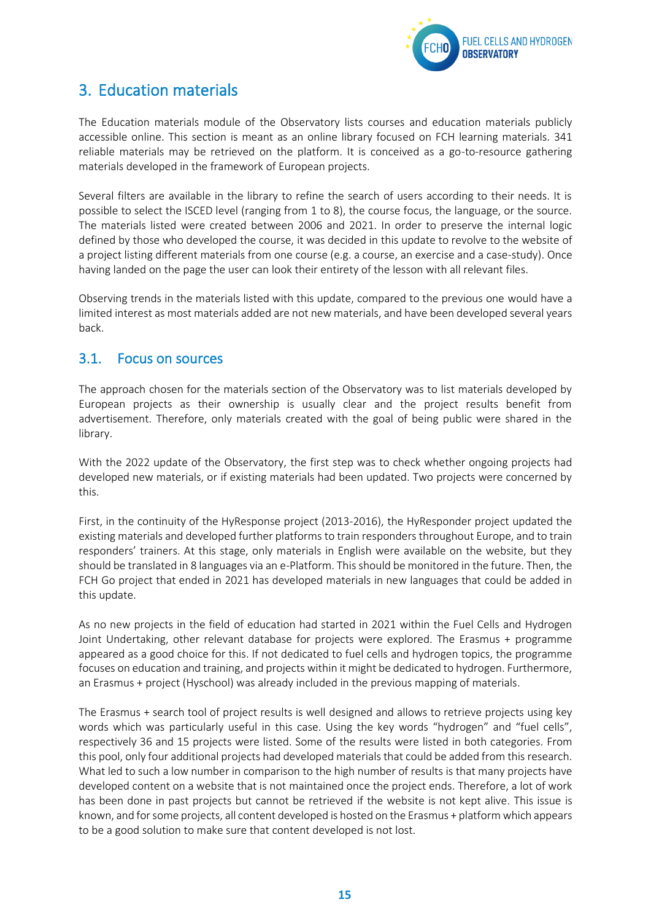## 3. Education materials

The Education materials module of the Observatory lists courses and education materials publicly accessible online. This section is meant as an online library focused on FCH learning materials. 341 reliable materials may be retrieved on the platform. It is conceived as a go-to-resource gathering materials developed in the framework of European projects.

Several filters are available in the library to refine the search of users according to their needs. It is possible to select the ISCED level (ranging from 1 to 8), the course focus, the language, or the source. The materials listed were created between 2006 and 2021. In order to preserve the internal logic defined by those who developed the course, it was decided in this update to revolve to the website of a project listing different materials from one course (e.g. a course, an exercise and a case-study). Once having landed on the page the user can look their entirety of the lesson with all relevant files.

Observing trends in the materials listed with this update, compared to the previous one would have a limited interest as most materials added are not new materials, and have been developed several years back.

### 3.1. Focus on sources

The approach chosen for the materials section of the Observatory was to list materials developed by European projects as their ownership is usually clear and the project results benefit from advertisement. Therefore, only materials created with the goal of being public were shared in the library.

With the 2022 update of the Observatory, the first step was to check whether ongoing projects had developed new materials, or if existing materials had been updated. Two projects were concerned by this.

First, in the continuity of the HyResponse project (2013-2016), the HyResponder project updated the existing materials and developed further platforms to train responders throughout Europe, and to train responders' trainers. At this stage, only materials in English were available on the website, but they should be translated in 8 languages via an e-Platform. This should be monitored in the future. Then, the FCH Go project that ended in 2021 has developed materials in new languages that could be added in this update.

As no new projects in the field of education had started in 2021 within the Fuel Cells and Hydrogen Joint Undertaking, other relevant database for projects were explored. The Erasmus + programme appeared as a good choice for this. If not dedicated to fuel cells and hydrogen topics, the programme focuses on education and training, and projects within it might be dedicated to hydrogen. Furthermore, an Erasmus + project (Hyschool) was already included in the previous mapping of materials.

The Erasmus + search tool of project results is well designed and allows to retrieve projects using key words which was particularly useful in this case. Using the key words "hydrogen" and "fuel cells", respectively 36 and 15 projects were listed. Some of the results were listed in both categories. From this pool, only four additional projects had developed materials that could be added from this research. What led to such a low number in comparison to the high number of results is that many projects have developed content on a website that is not maintained once the project ends. Therefore, a lot of work has been done in past projects but cannot be retrieved if the website is not kept alive. This issue is known, and for some projects, all content developed is hosted on the Erasmus + platform which appears to be a good solution to make sure that content developed is not lost.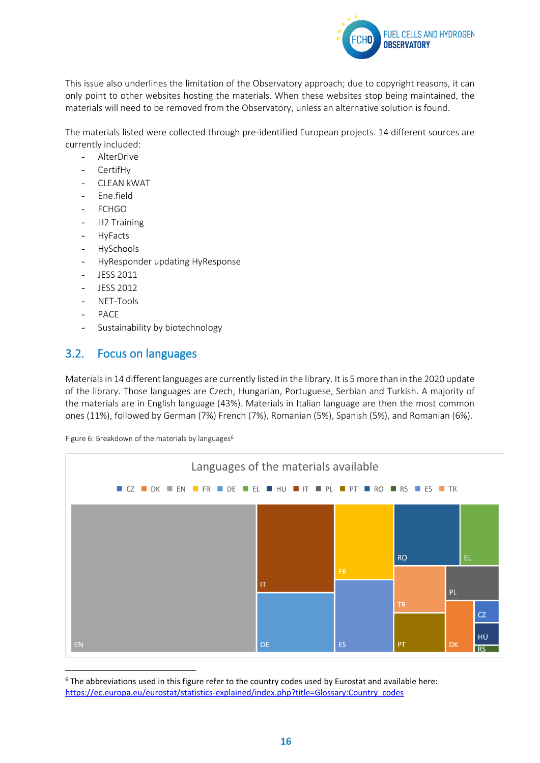This issue also underlines the limitation of the Observatory approach; due to copyright reasons, it can only point to other websites hosting the materials. When these websites stop being maintained, the materials will need to be removed from the Observatory, unless an alternative solution is found.

The materials listed were collected through pre-identified European projects. 14 different sources are currently included:

- AlterDrive
- CertifHy
- CLEAN kWAT
- Ene.field
- FCHGO
- H2 Training
- HyFacts
- HySchools
- HyResponder updating HyResponse
- JESS 2011
- JESS 2012
- NET-Tools
- PACE
- Sustainability by biotechnology

## 3.2. Focus on languages

Materials in 14 different languages are currently listed in the library. It is 5 more than in the 2020 update of the library. Those languages are Czech, Hungarian, Portuguese, Serbian and Turkish. A majority of the materials are in English language (43%). Materials in Italian language are then the most common ones (11%), followed by German (7%) French (7%), Romanian (5%), Spanish (5%), and Romanian (6%).

Figure 6: Breakdown of the materials by languages[6]

Languages of the materials available

CZ DK EN FR DE EL HU IT PL PT RO RS ES TR

EN IT DE FR ES RO EL TR PL PT DK CZ HU RS

[6] The abbreviations used in this figure refer to the country codes used by Eurostat and available here: https://ec.europa.eu/eurostat/statistics-explained/index.php?title=Glossary:Country_codes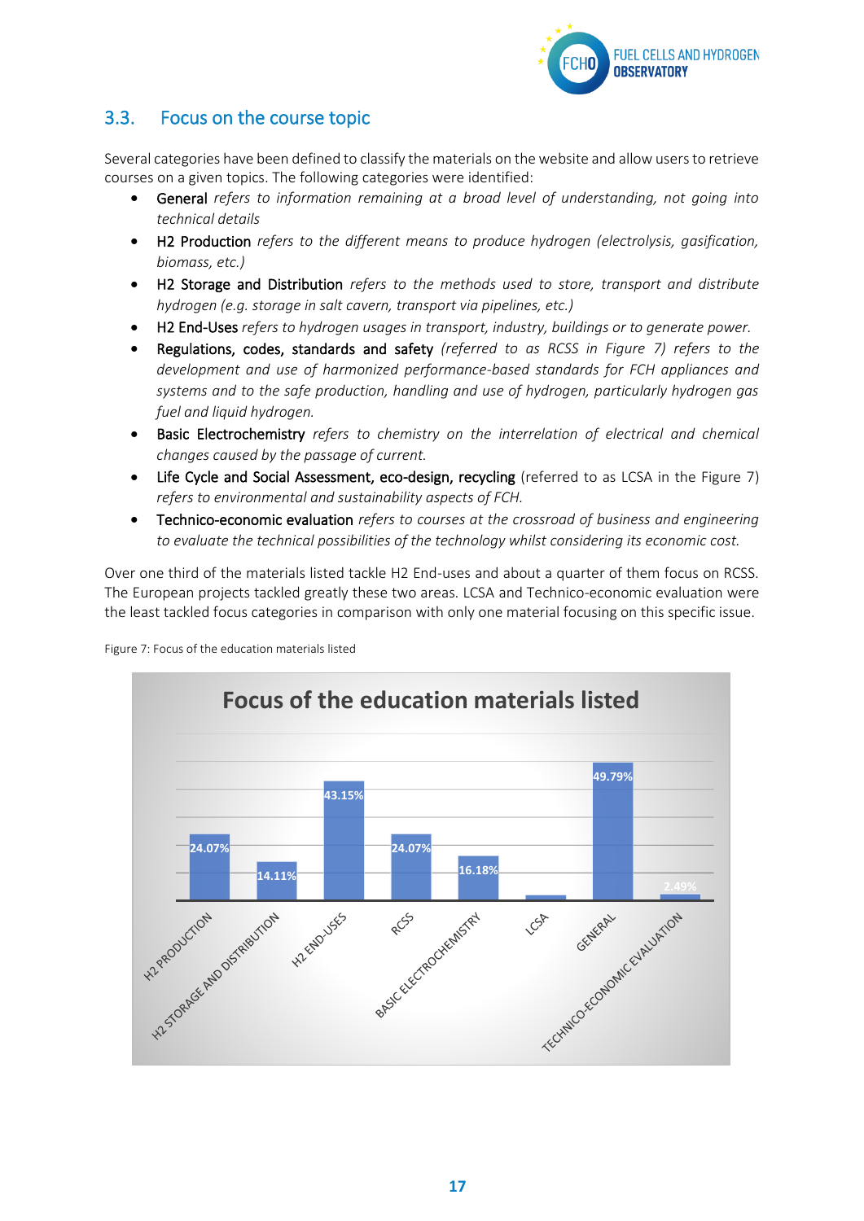## 3.3. Focus on the course topic

Several categories have been defined to classify the materials on the website and allow users to retrieve courses on a given topics. The following categories were identified:

- General *refers to information remaining at a broad level of understanding, not going into technical details*
- H2 Production *refers to the different means to produce hydrogen (electrolysis, gasification, biomass, etc.)*
- H2 Storage and Distribution *refers to the methods used to store, transport and distribute hydrogen (e.g. storage in salt cavern, transport via pipelines, etc.)*
- H2 End-Uses *refers to hydrogen usages in transport, industry, buildings or to generate power.*
- Regulations, codes, standards and safety *(referred to as RCSS in Figure 7) refers to the development and use of harmonized performance-based standards for FCH appliances and systems and to the safe production, handling and use of hydrogen, particularly hydrogen gas fuel and liquid hydrogen.*
- Basic Electrochemistry *refers to chemistry on the interrelation of electrical and chemical changes caused by the passage of current.*
- Life Cycle and Social Assessment, eco-design, recycling (referred to as LCSA in the Figure 7) *refers to environmental and sustainability aspects of FCH.*
- Technico-economic evaluation *refers to courses at the crossroad of business and engineering to evaluate the technical possibilities of the technology whilst considering its economic cost.*

Over one third of the materials listed tackle H2 End-uses and about a quarter of them focus on RCSS. The European projects tackled greatly these two areas. LCSA and Technico-economic evaluation were the least tackled focus categories in comparison with only one material focusing on this specific issue.

Figure 7: Focus of the education materials listed

**Focus of the education materials listed**

| Category | Share |
| --- | --- |
| H2 PRODUCTION | 24.07% |
| H2 STORAGE AND DISTRIBUTION | 14.11% |
| H2 END-USES | 43.15% |
| RCSS | 24.07% |
| BASIC ELECTROCHEMISTRY | 16.18% |
| LCSA | |
| GENERAL | 49.79% |
| TECHNICO-ECONOMIC EVALUATION | 2.49% |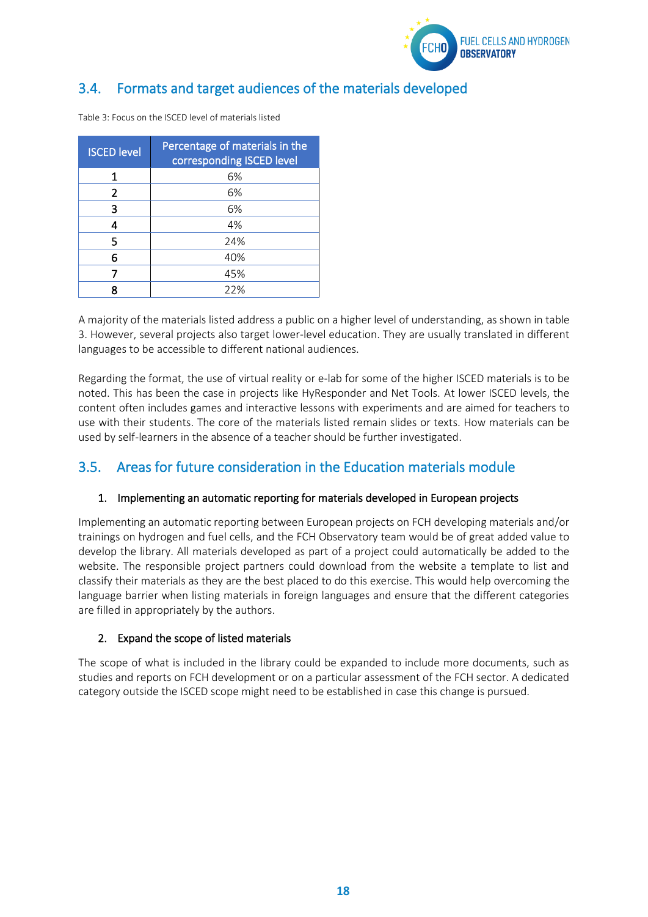## 3.4. Formats and target audiences of the materials developed

Table 3: Focus on the ISCED level of materials listed

| ISCED level | Percentage of materials in the corresponding ISCED level |
|---|---|
| 1 | 6% |
| 2 | 6% |
| 3 | 6% |
| 4 | 4% |
| 5 | 24% |
| 6 | 40% |
| 7 | 45% |
| 8 | 22% |

A majority of the materials listed address a public on a higher level of understanding, as shown in table 3. However, several projects also target lower-level education. They are usually translated in different languages to be accessible to different national audiences.

Regarding the format, the use of virtual reality or e-lab for some of the higher ISCED materials is to be noted. This has been the case in projects like HyResponder and Net Tools. At lower ISCED levels, the content often includes games and interactive lessons with experiments and are aimed for teachers to use with their students. The core of the materials listed remain slides or texts. How materials can be used by self-learners in the absence of a teacher should be further investigated.

## 3.5. Areas for future consideration in the Education materials module

### 1. Implementing an automatic reporting for materials developed in European projects

Implementing an automatic reporting between European projects on FCH developing materials and/or trainings on hydrogen and fuel cells, and the FCH Observatory team would be of great added value to develop the library. All materials developed as part of a project could automatically be added to the website. The responsible project partners could download from the website a template to list and classify their materials as they are the best placed to do this exercise. This would help overcoming the language barrier when listing materials in foreign languages and ensure that the different categories are filled in appropriately by the authors.

### 2. Expand the scope of listed materials

The scope of what is included in the library could be expanded to include more documents, such as studies and reports on FCH development or on a particular assessment of the FCH sector. A dedicated category outside the ISCED scope might need to be established in case this change is pursued.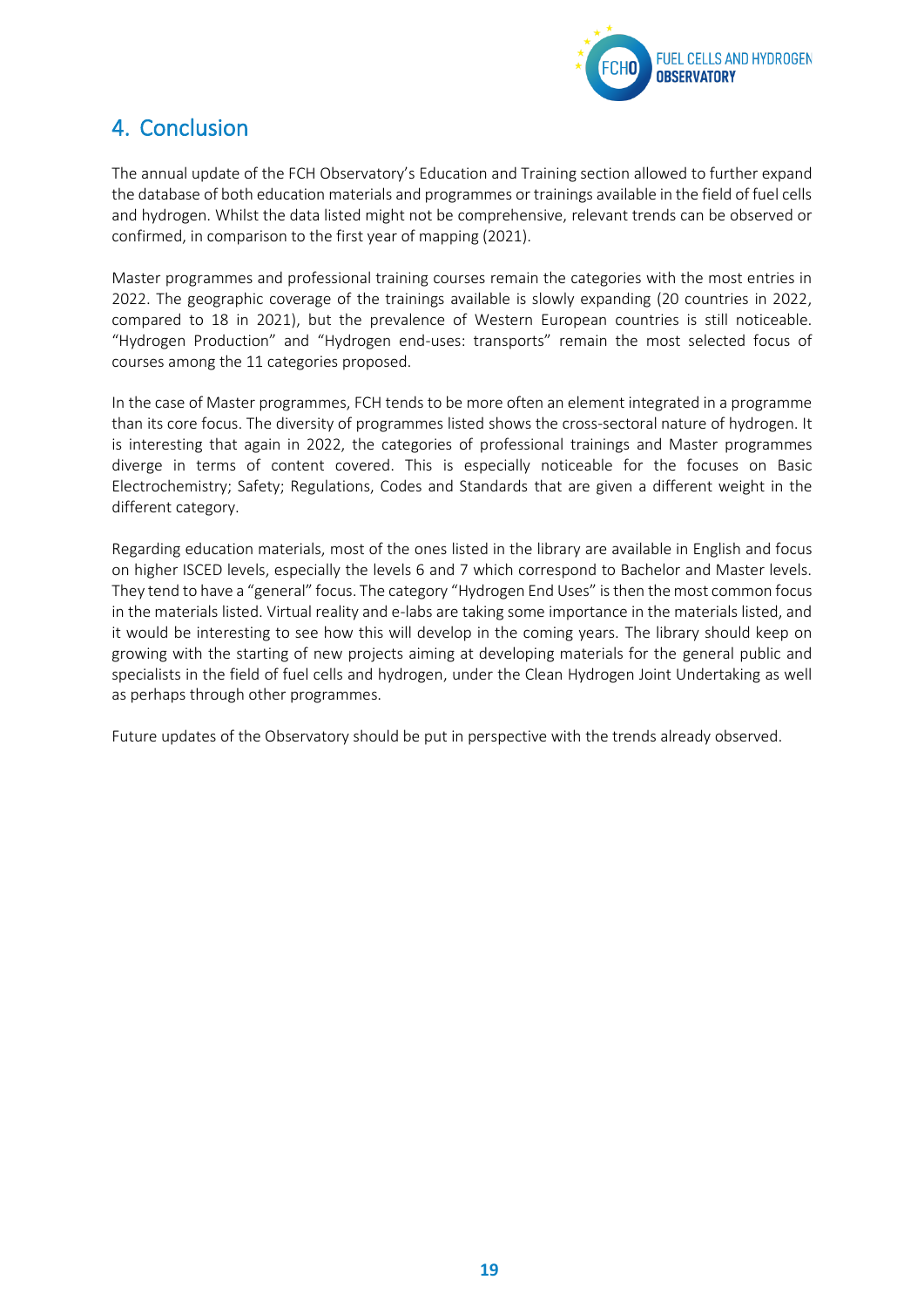## 4. Conclusion

The annual update of the FCH Observatory's Education and Training section allowed to further expand the database of both education materials and programmes or trainings available in the field of fuel cells and hydrogen. Whilst the data listed might not be comprehensive, relevant trends can be observed or confirmed, in comparison to the first year of mapping (2021).

Master programmes and professional training courses remain the categories with the most entries in 2022. The geographic coverage of the trainings available is slowly expanding (20 countries in 2022, compared to 18 in 2021), but the prevalence of Western European countries is still noticeable. "Hydrogen Production" and "Hydrogen end-uses: transports" remain the most selected focus of courses among the 11 categories proposed.

In the case of Master programmes, FCH tends to be more often an element integrated in a programme than its core focus. The diversity of programmes listed shows the cross-sectoral nature of hydrogen. It is interesting that again in 2022, the categories of professional trainings and Master programmes diverge in terms of content covered. This is especially noticeable for the focuses on Basic Electrochemistry; Safety; Regulations, Codes and Standards that are given a different weight in the different category.

Regarding education materials, most of the ones listed in the library are available in English and focus on higher ISCED levels, especially the levels 6 and 7 which correspond to Bachelor and Master levels. They tend to have a "general" focus. The category "Hydrogen End Uses" is then the most common focus in the materials listed. Virtual reality and e-labs are taking some importance in the materials listed, and it would be interesting to see how this will develop in the coming years. The library should keep on growing with the starting of new projects aiming at developing materials for the general public and specialists in the field of fuel cells and hydrogen, under the Clean Hydrogen Joint Undertaking as well as perhaps through other programmes.

Future updates of the Observatory should be put in perspective with the trends already observed.